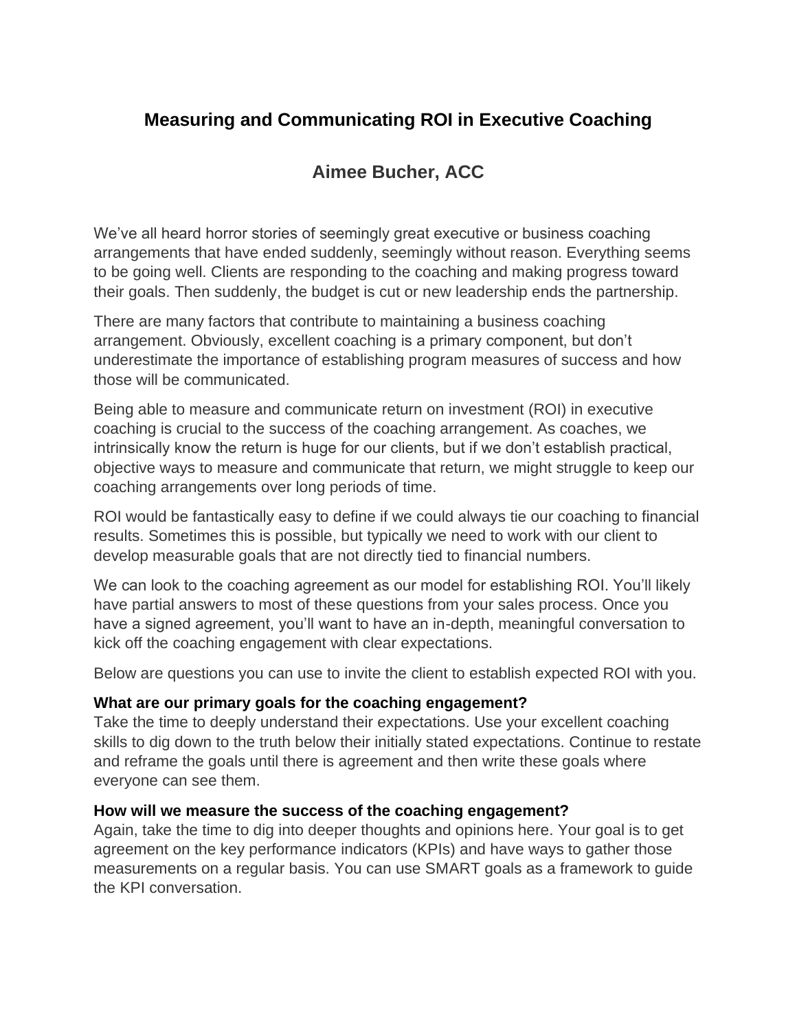# Measuring and Communicating ROI in Executive Coaching

## Aimee Bucher, ACC

We've all heard horror stories of seemingly great executive or business coaching arrangements that have ended suddenly, seemingly without reason. Everything seems to be going well. Clients are responding to the coaching and making progress toward their goals. Then suddenly, the budget is cut or new leadership ends the partnership.

There are many factors that contribute to maintaining a business coaching arrangement. Obviously, excellent coaching is a primary component, but don't underestimate the importance of establishing program measures of success and how those will be communicated.

Being able to measure and communicate return on investment (ROI) in executive coaching is crucial to the success of the coaching arrangement. As coaches, we intrinsically know the return is huge for our clients, but if we don't establish practical, objective ways to measure and communicate that return, we might struggle to keep our coaching arrangements over long periods of time.

ROI would be fantastically easy to define if we could always tie our coaching to financial results. Sometimes this is possible, but typically we need to work with our client to develop measurable goals that are not directly tied to financial numbers.

We can look to the coaching agreement as our model for establishing ROI. You'll likely have partial answers to most of these questions from your sales process. Once you have a signed agreement, you'll want to have an in-depth, meaningful conversation to kick off the coaching engagement with clear expectations.

Below are questions you can use to invite the client to establish expected ROI with you.

**What are our primary goals for the coaching engagement?**
Take the time to deeply understand their expectations. Use your excellent coaching skills to dig down to the truth below their initially stated expectations. Continue to restate and reframe the goals until there is agreement and then write these goals where everyone can see them.

**How will we measure the success of the coaching engagement?**
Again, take the time to dig into deeper thoughts and opinions here. Your goal is to get agreement on the key performance indicators (KPIs) and have ways to gather those measurements on a regular basis. You can use SMART goals as a framework to guide the KPI conversation.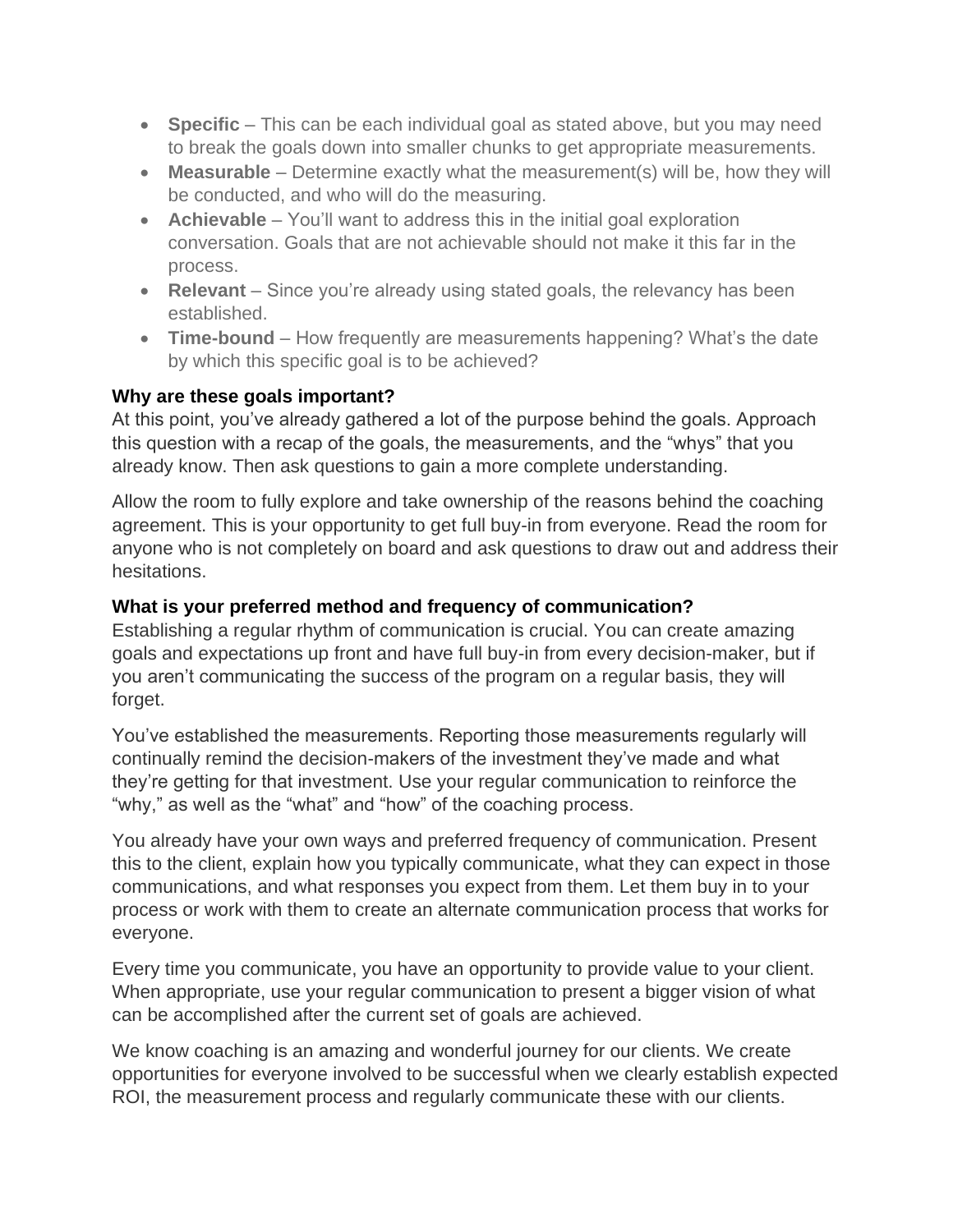- **Specific** – This can be each individual goal as stated above, but you may need to break the goals down into smaller chunks to get appropriate measurements.
- **Measurable** – Determine exactly what the measurement(s) will be, how they will be conducted, and who will do the measuring.
- **Achievable** – You'll want to address this in the initial goal exploration conversation. Goals that are not achievable should not make it this far in the process.
- **Relevant** – Since you're already using stated goals, the relevancy has been established.
- **Time-bound** – How frequently are measurements happening? What's the date by which this specific goal is to be achieved?

**Why are these goals important?**

At this point, you've already gathered a lot of the purpose behind the goals. Approach this question with a recap of the goals, the measurements, and the "whys" that you already know. Then ask questions to gain a more complete understanding.

Allow the room to fully explore and take ownership of the reasons behind the coaching agreement. This is your opportunity to get full buy-in from everyone. Read the room for anyone who is not completely on board and ask questions to draw out and address their hesitations.

**What is your preferred method and frequency of communication?**

Establishing a regular rhythm of communication is crucial. You can create amazing goals and expectations up front and have full buy-in from every decision-maker, but if you aren't communicating the success of the program on a regular basis, they will forget.

You've established the measurements. Reporting those measurements regularly will continually remind the decision-makers of the investment they've made and what they're getting for that investment. Use your regular communication to reinforce the "why," as well as the "what" and "how" of the coaching process.

You already have your own ways and preferred frequency of communication. Present this to the client, explain how you typically communicate, what they can expect in those communications, and what responses you expect from them. Let them buy in to your process or work with them to create an alternate communication process that works for everyone.

Every time you communicate, you have an opportunity to provide value to your client. When appropriate, use your regular communication to present a bigger vision of what can be accomplished after the current set of goals are achieved.

We know coaching is an amazing and wonderful journey for our clients. We create opportunities for everyone involved to be successful when we clearly establish expected ROI, the measurement process and regularly communicate these with our clients.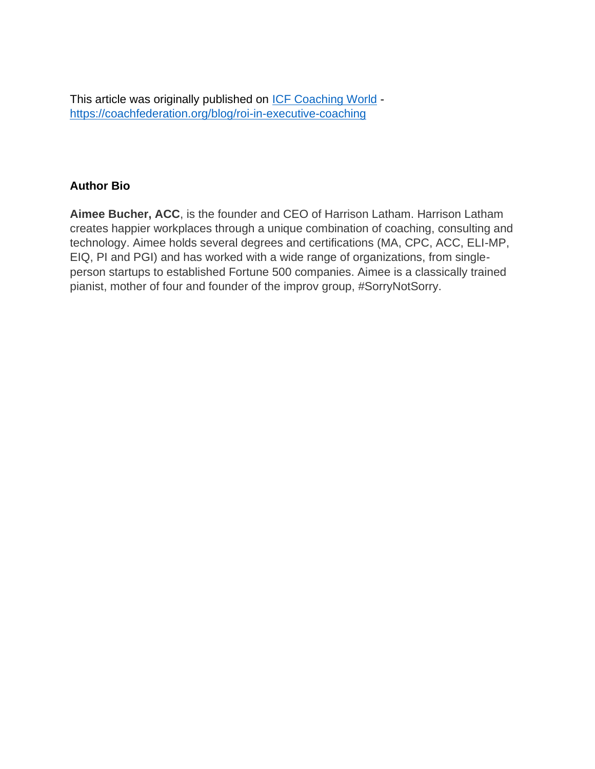This article was originally published on [ICF Coaching World](https://coachfederation.org/blog/roi-in-executive-coaching) - [https://coachfederation.org/blog/roi-in-executive-coaching](https://coachfederation.org/blog/roi-in-executive-coaching)

**Author Bio**

**Aimee Bucher, ACC**, is the founder and CEO of Harrison Latham. Harrison Latham creates happier workplaces through a unique combination of coaching, consulting and technology. Aimee holds several degrees and certifications (MA, CPC, ACC, ELI-MP, EIQ, PI and PGI) and has worked with a wide range of organizations, from single-person startups to established Fortune 500 companies. Aimee is a classically trained pianist, mother of four and founder of the improv group, #SorryNotSorry.